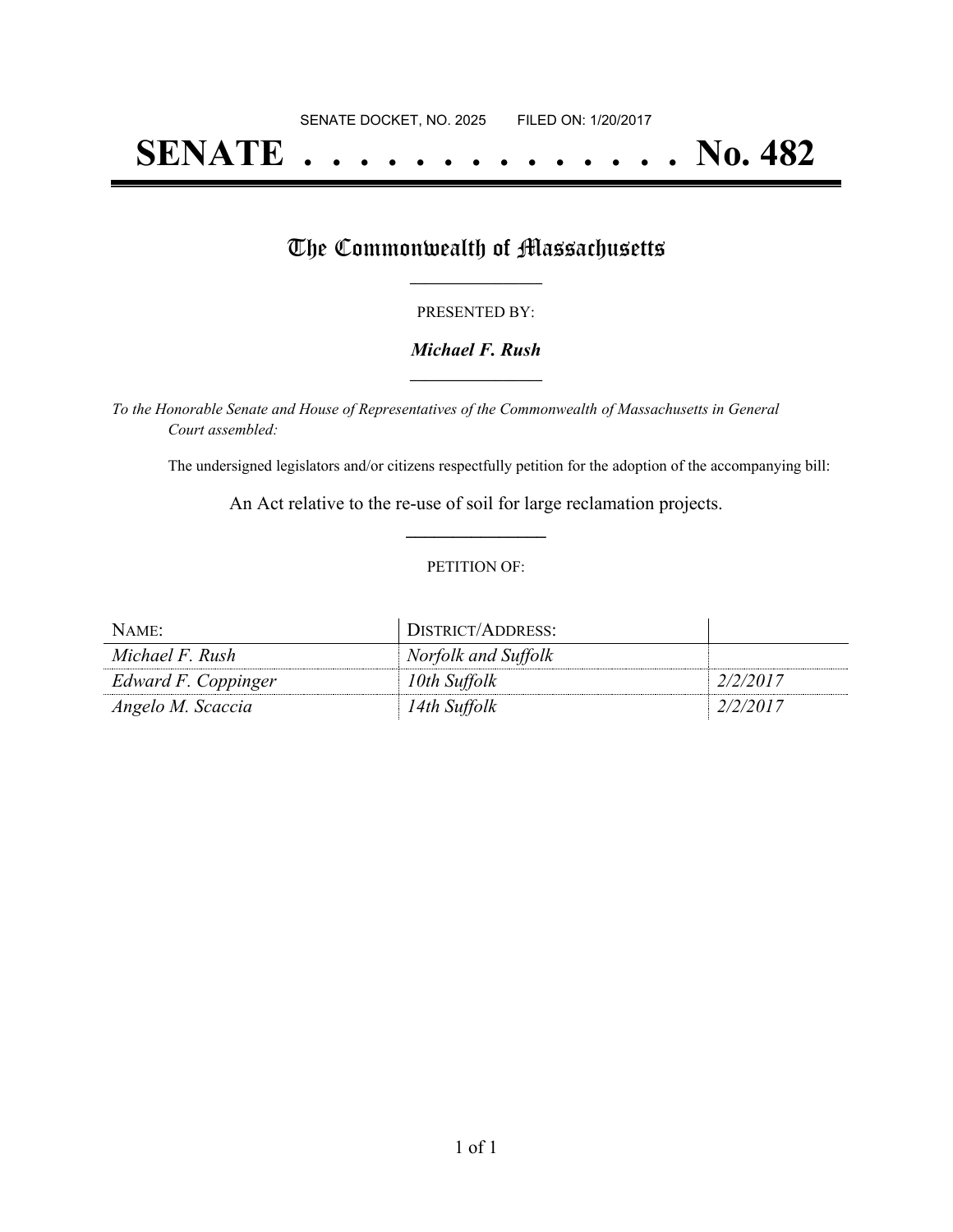SENATE DOCKET, NO. 2025        FILED ON: 1/20/2017

# SENATE . . . . . . . . . . . . . . No. 482

## The Commonwealth of Massachusetts

PRESENTED BY:

***Michael F. Rush***

*To the Honorable Senate and House of Representatives of the Commonwealth of Massachusetts in General Court assembled:*

The undersigned legislators and/or citizens respectfully petition for the adoption of the accompanying bill:

An Act relative to the re-use of soil for large reclamation projects.

PETITION OF:

| NAME: | DISTRICT/ADDRESS: | |
|---|---|---|
| *Michael F. Rush* | *Norfolk and Suffolk* | |
| *Edward F. Coppinger* | *10th Suffolk* | *2/2/2017* |
| *Angelo M. Scaccia* | *14th Suffolk* | *2/2/2017* |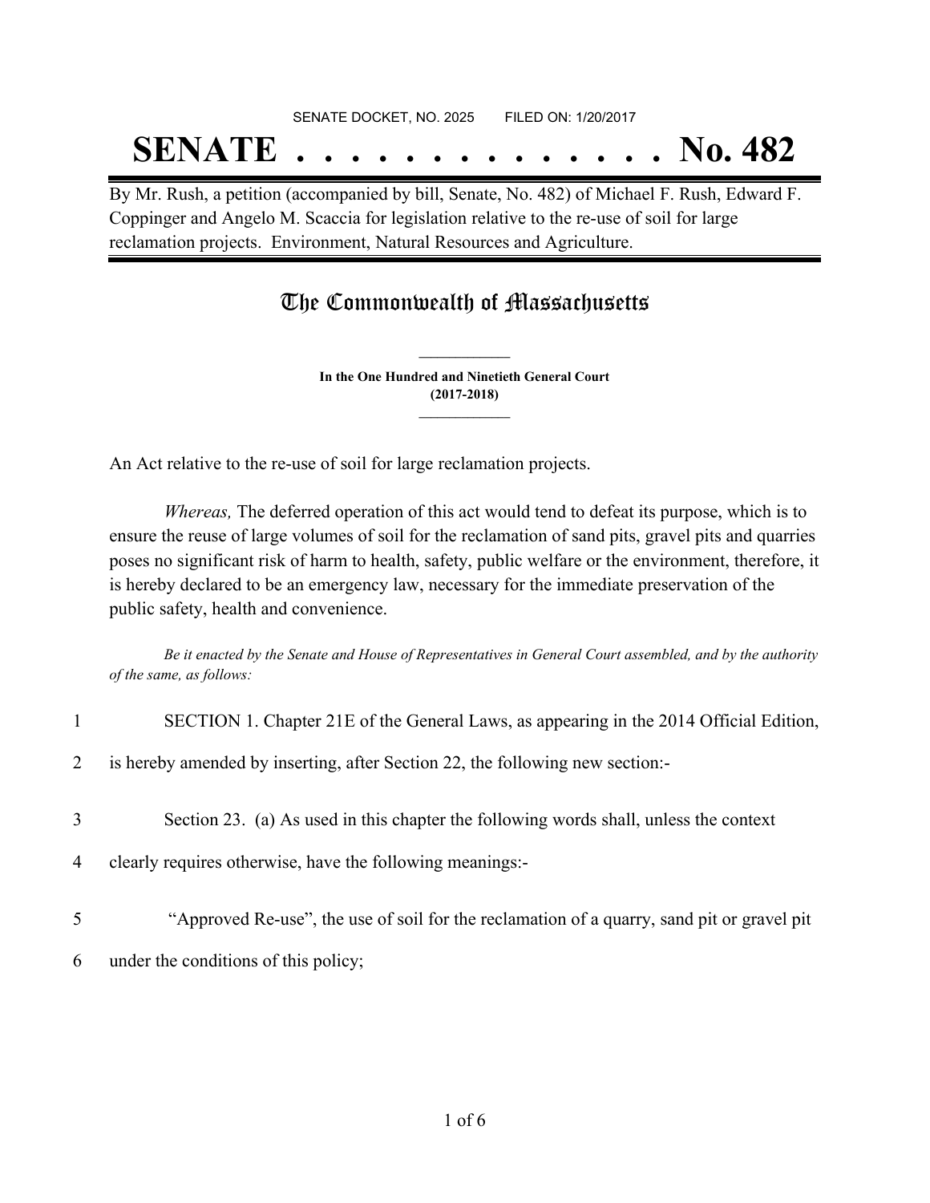SENATE DOCKET, NO. 2025        FILED ON: 1/20/2017

# SENATE . . . . . . . . . . . . . . No. 482

By Mr. Rush, a petition (accompanied by bill, Senate, No. 482) of Michael F. Rush, Edward F. Coppinger and Angelo M. Scaccia for legislation relative to the re-use of soil for large reclamation projects. Environment, Natural Resources and Agriculture.

## The Commonwealth of Massachusetts

**In the One Hundred and Ninetieth General Court**
**(2017-2018)**

An Act relative to the re-use of soil for large reclamation projects.

*Whereas,* The deferred operation of this act would tend to defeat its purpose, which is to ensure the reuse of large volumes of soil for the reclamation of sand pits, gravel pits and quarries poses no significant risk of harm to health, safety, public welfare or the environment, therefore, it is hereby declared to be an emergency law, necessary for the immediate preservation of the public safety, health and convenience.

*Be it enacted by the Senate and House of Representatives in General Court assembled, and by the authority of the same, as follows:*

1 SECTION 1. Chapter 21E of the General Laws, as appearing in the 2014 Official Edition,
2 is hereby amended by inserting, after Section 22, the following new section:-

3 Section 23. (a) As used in this chapter the following words shall, unless the context
4 clearly requires otherwise, have the following meanings:-

5 "Approved Re-use", the use of soil for the reclamation of a quarry, sand pit or gravel pit
6 under the conditions of this policy;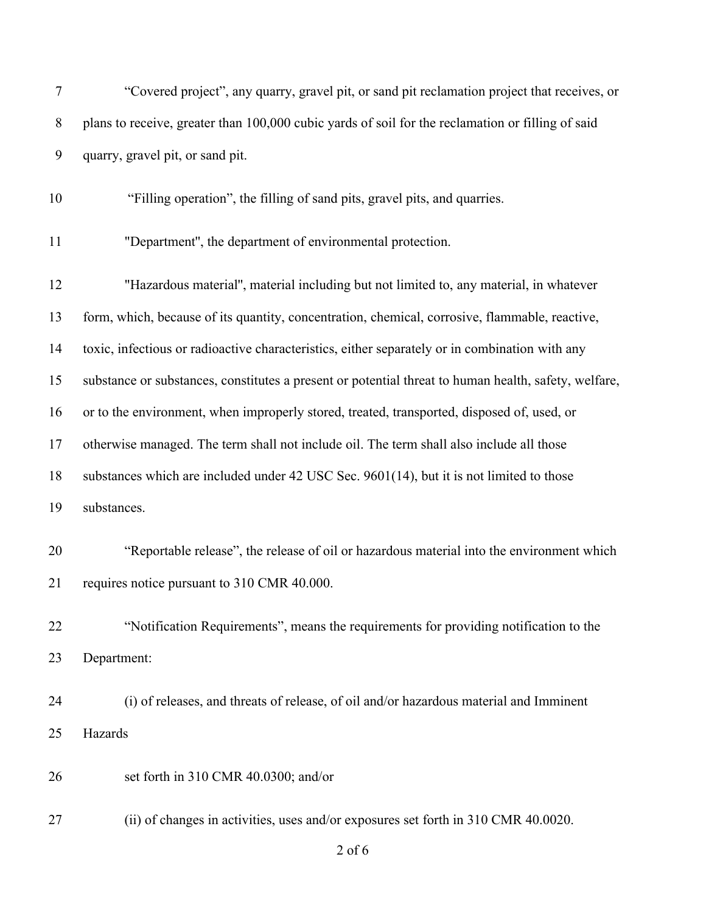"Covered project", any quarry, gravel pit, or sand pit reclamation project that receives, or plans to receive, greater than 100,000 cubic yards of soil for the reclamation or filling of said quarry, gravel pit, or sand pit.

"Filling operation", the filling of sand pits, gravel pits, and quarries.

"Department", the department of environmental protection.

"Hazardous material", material including but not limited to, any material, in whatever form, which, because of its quantity, concentration, chemical, corrosive, flammable, reactive, toxic, infectious or radioactive characteristics, either separately or in combination with any substance or substances, constitutes a present or potential threat to human health, safety, welfare, or to the environment, when improperly stored, treated, transported, disposed of, used, or otherwise managed. The term shall not include oil. The term shall also include all those substances which are included under 42 USC Sec. 9601(14), but it is not limited to those substances.

"Reportable release", the release of oil or hazardous material into the environment which requires notice pursuant to 310 CMR 40.000.

"Notification Requirements", means the requirements for providing notification to the Department:

(i) of releases, and threats of release, of oil and/or hazardous material and Imminent Hazards

set forth in 310 CMR 40.0300; and/or

(ii) of changes in activities, uses and/or exposures set forth in 310 CMR 40.0020.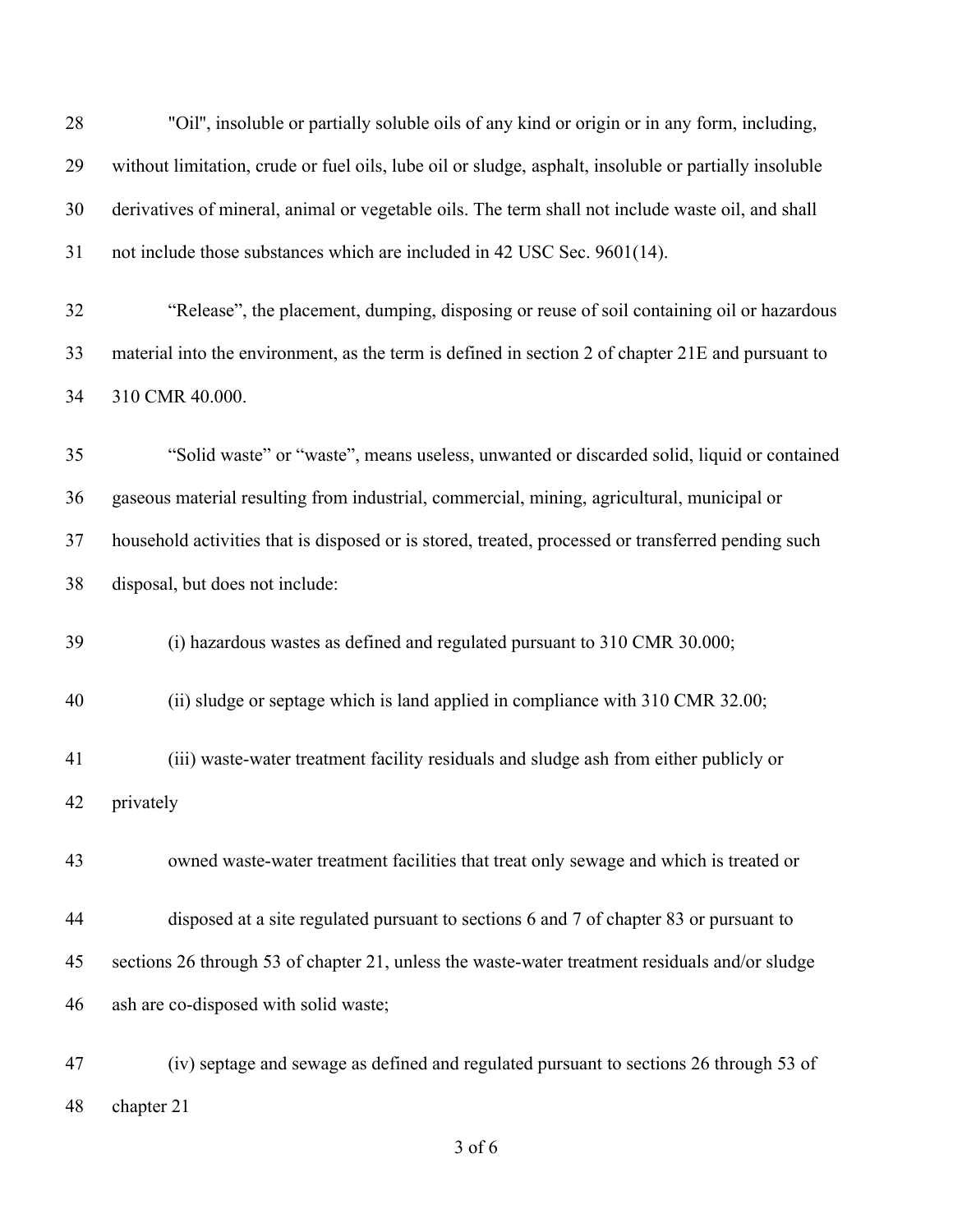"Oil", insoluble or partially soluble oils of any kind or origin or in any form, including, without limitation, crude or fuel oils, lube oil or sludge, asphalt, insoluble or partially insoluble derivatives of mineral, animal or vegetable oils. The term shall not include waste oil, and shall not include those substances which are included in 42 USC Sec. 9601(14).

"Release", the placement, dumping, disposing or reuse of soil containing oil or hazardous material into the environment, as the term is defined in section 2 of chapter 21E and pursuant to 310 CMR 40.000.

"Solid waste" or "waste", means useless, unwanted or discarded solid, liquid or contained gaseous material resulting from industrial, commercial, mining, agricultural, municipal or household activities that is disposed or is stored, treated, processed or transferred pending such disposal, but does not include:

(i) hazardous wastes as defined and regulated pursuant to 310 CMR 30.000;

(ii) sludge or septage which is land applied in compliance with 310 CMR 32.00;

(iii) waste-water treatment facility residuals and sludge ash from either publicly or privately

owned waste-water treatment facilities that treat only sewage and which is treated or

disposed at a site regulated pursuant to sections 6 and 7 of chapter 83 or pursuant to sections 26 through 53 of chapter 21, unless the waste-water treatment residuals and/or sludge ash are co-disposed with solid waste;

(iv) septage and sewage as defined and regulated pursuant to sections 26 through 53 of chapter 21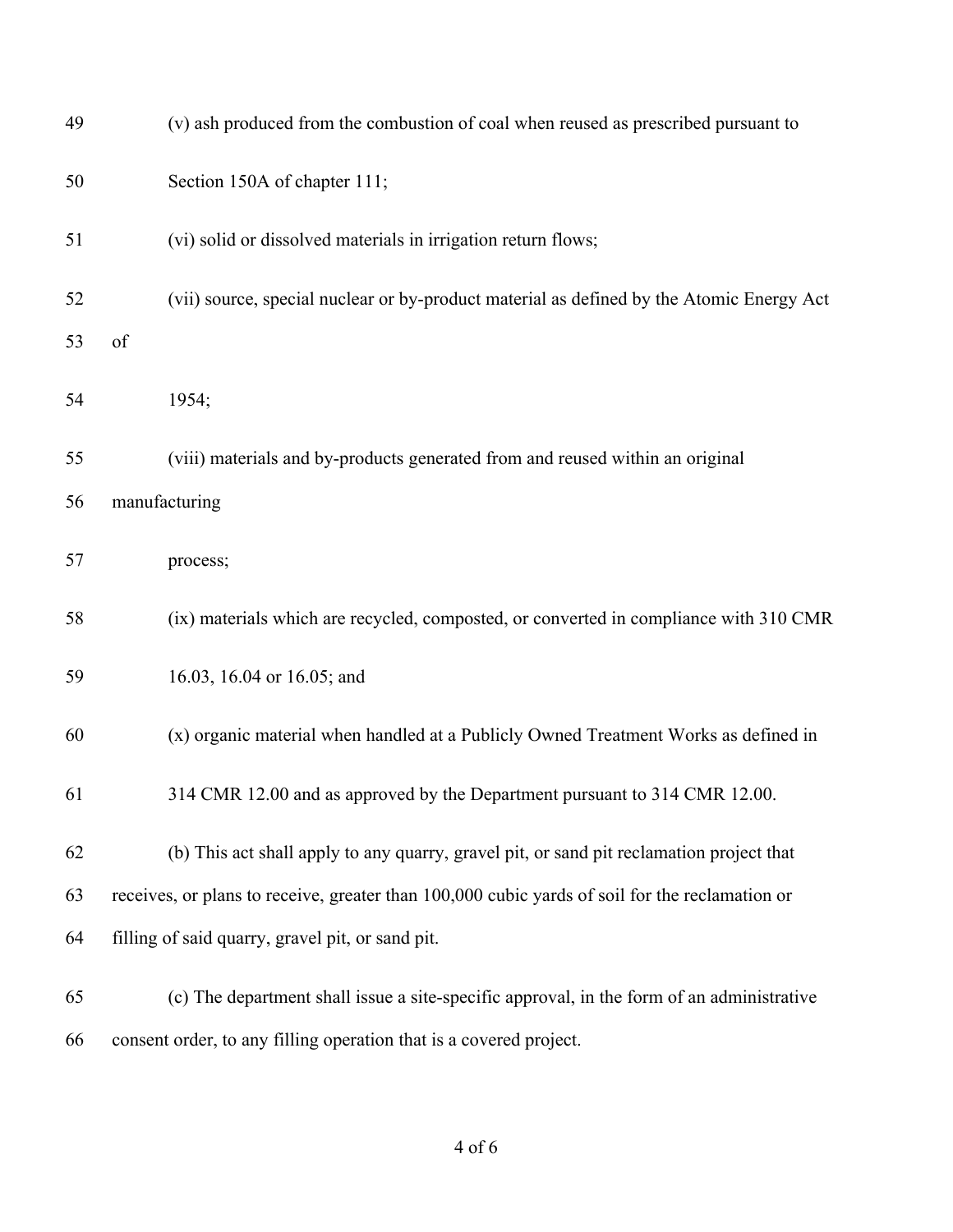(v) ash produced from the combustion of coal when reused as prescribed pursuant to Section 150A of chapter 111;

(vi) solid or dissolved materials in irrigation return flows;

(vii) source, special nuclear or by-product material as defined by the Atomic Energy Act of 1954;

(viii) materials and by-products generated from and reused within an original manufacturing process;

(ix) materials which are recycled, composted, or converted in compliance with 310 CMR 16.03, 16.04 or 16.05; and

(x) organic material when handled at a Publicly Owned Treatment Works as defined in 314 CMR 12.00 and as approved by the Department pursuant to 314 CMR 12.00.

(b) This act shall apply to any quarry, gravel pit, or sand pit reclamation project that receives, or plans to receive, greater than 100,000 cubic yards of soil for the reclamation or filling of said quarry, gravel pit, or sand pit.

(c) The department shall issue a site-specific approval, in the form of an administrative consent order, to any filling operation that is a covered project.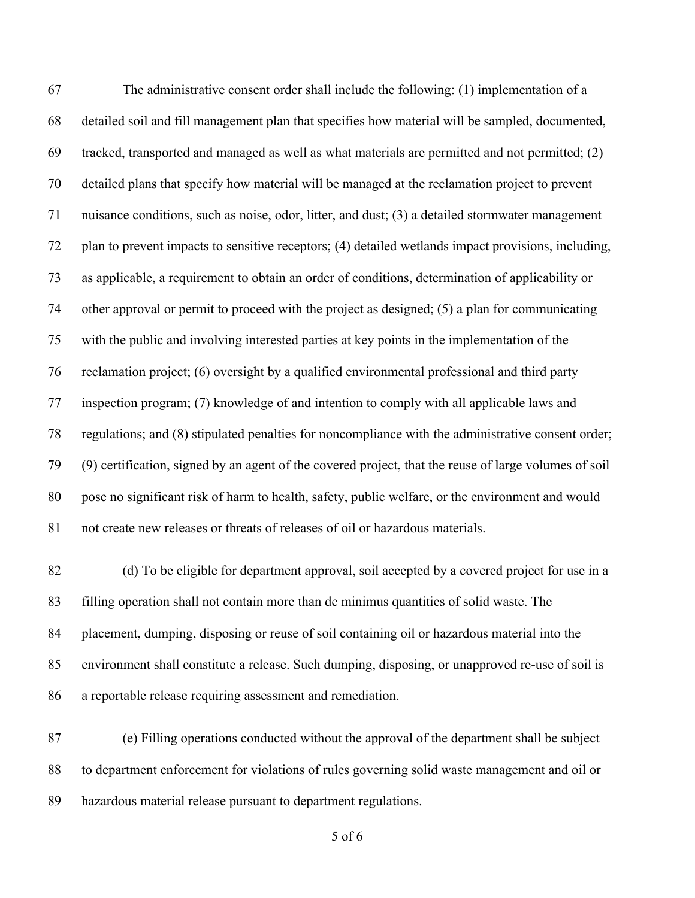The administrative consent order shall include the following: (1) implementation of a detailed soil and fill management plan that specifies how material will be sampled, documented, tracked, transported and managed as well as what materials are permitted and not permitted; (2) detailed plans that specify how material will be managed at the reclamation project to prevent nuisance conditions, such as noise, odor, litter, and dust; (3) a detailed stormwater management plan to prevent impacts to sensitive receptors; (4) detailed wetlands impact provisions, including, as applicable, a requirement to obtain an order of conditions, determination of applicability or other approval or permit to proceed with the project as designed; (5) a plan for communicating with the public and involving interested parties at key points in the implementation of the reclamation project; (6) oversight by a qualified environmental professional and third party inspection program; (7) knowledge of and intention to comply with all applicable laws and regulations; and (8) stipulated penalties for noncompliance with the administrative consent order; (9) certification, signed by an agent of the covered project, that the reuse of large volumes of soil pose no significant risk of harm to health, safety, public welfare, or the environment and would not create new releases or threats of releases of oil or hazardous materials.

(d) To be eligible for department approval, soil accepted by a covered project for use in a filling operation shall not contain more than de minimus quantities of solid waste. The placement, dumping, disposing or reuse of soil containing oil or hazardous material into the environment shall constitute a release. Such dumping, disposing, or unapproved re-use of soil is a reportable release requiring assessment and remediation.

(e) Filling operations conducted without the approval of the department shall be subject to department enforcement for violations of rules governing solid waste management and oil or hazardous material release pursuant to department regulations.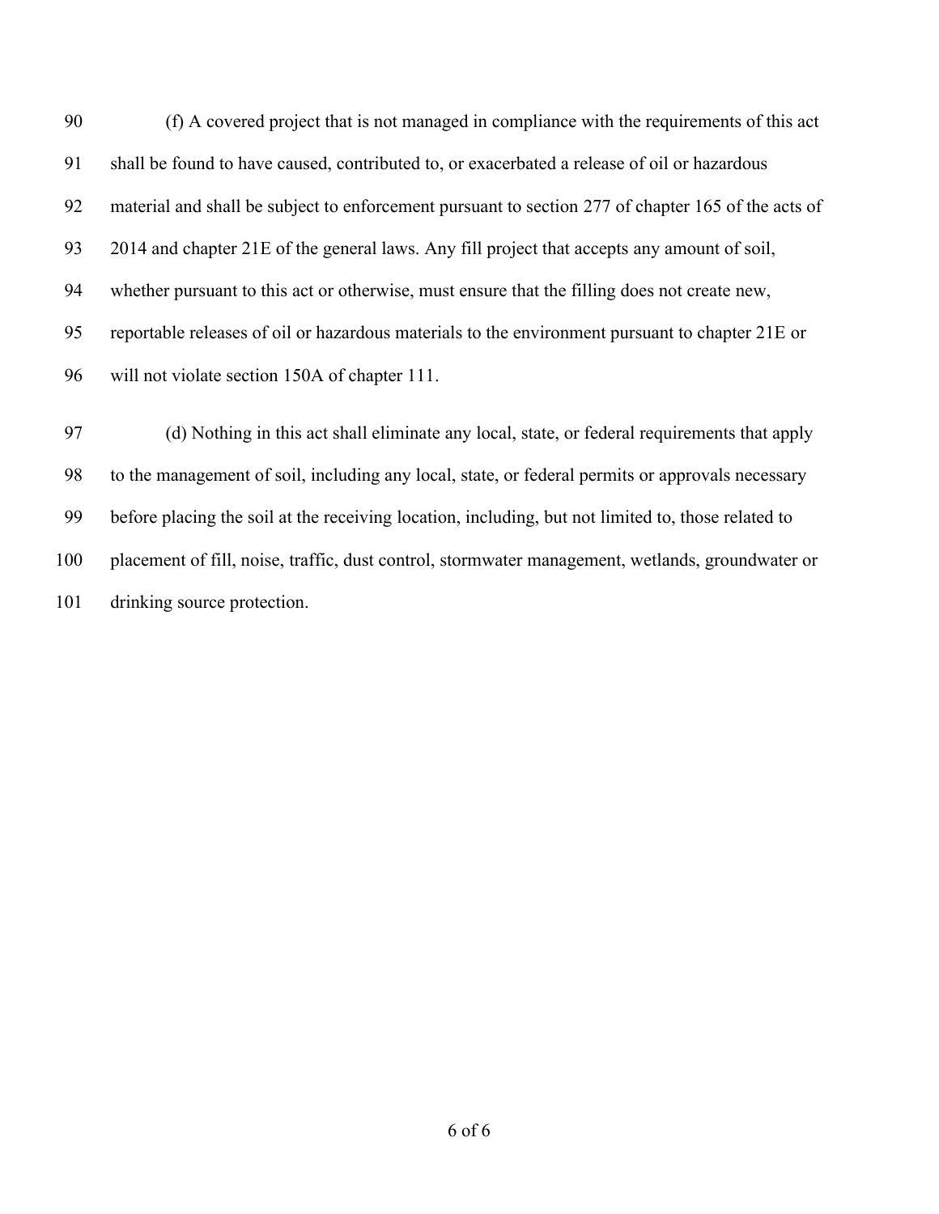(f) A covered project that is not managed in compliance with the requirements of this act shall be found to have caused, contributed to, or exacerbated a release of oil or hazardous material and shall be subject to enforcement pursuant to section 277 of chapter 165 of the acts of 2014 and chapter 21E of the general laws. Any fill project that accepts any amount of soil, whether pursuant to this act or otherwise, must ensure that the filling does not create new, reportable releases of oil or hazardous materials to the environment pursuant to chapter 21E or will not violate section 150A of chapter 111.

(d) Nothing in this act shall eliminate any local, state, or federal requirements that apply to the management of soil, including any local, state, or federal permits or approvals necessary before placing the soil at the receiving location, including, but not limited to, those related to placement of fill, noise, traffic, dust control, stormwater management, wetlands, groundwater or drinking source protection.